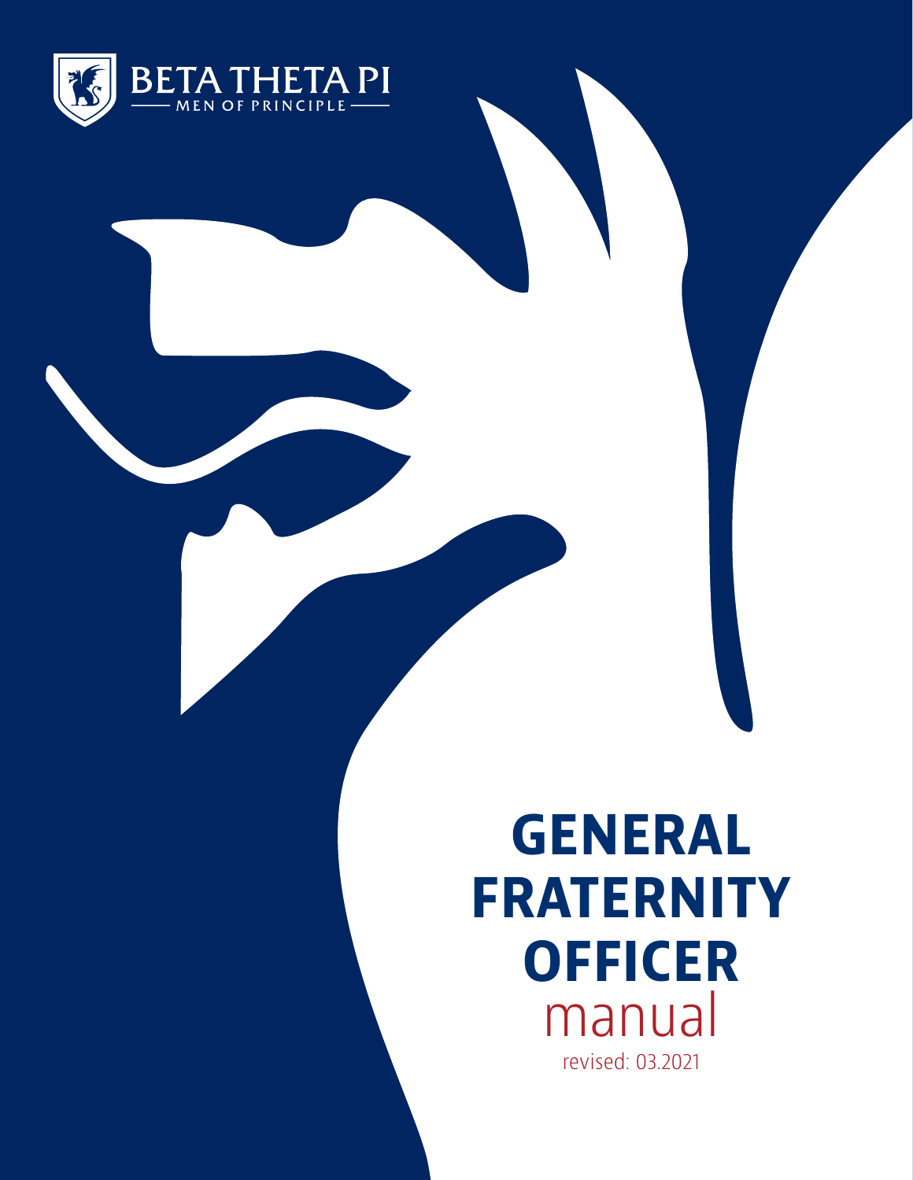BETA THETA PI

MEN OF PRINCIPLE

# GENERAL FRATERNITY OFFICER manual

revised: 03.2021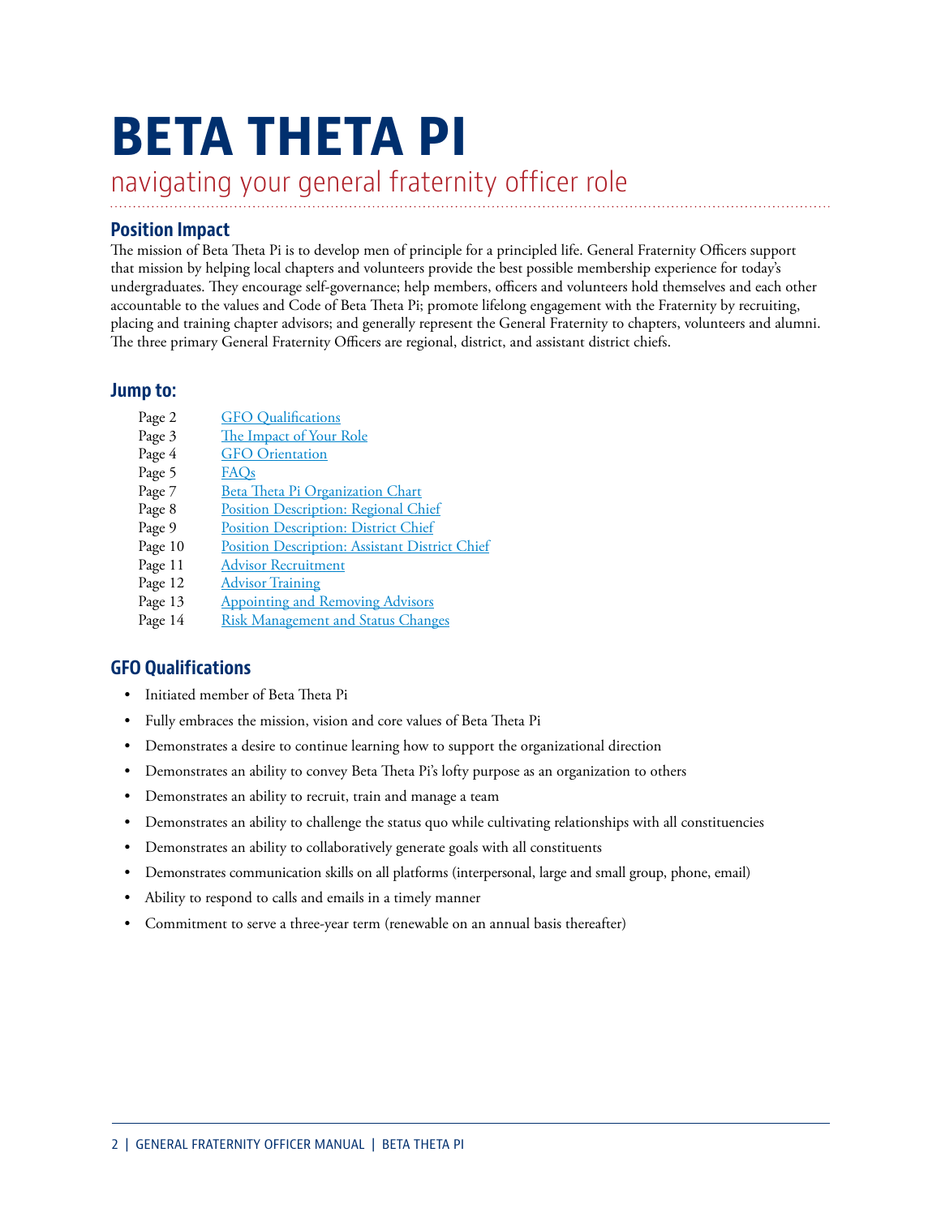# BETA THETA PI

## navigating your general fraternity officer role

### Position Impact

The mission of Beta Theta Pi is to develop men of principle for a principled life. General Fraternity Officers support that mission by helping local chapters and volunteers provide the best possible membership experience for today's undergraduates. They encourage self-governance; help members, officers and volunteers hold themselves and each other accountable to the values and Code of Beta Theta Pi; promote lifelong engagement with the Fraternity by recruiting, placing and training chapter advisors; and generally represent the General Fraternity to chapters, volunteers and alumni. The three primary General Fraternity Officers are regional, district, and assistant district chiefs.

### Jump to:

| | |
|---|---|
| Page 2 | GFO Qualifications |
| Page 3 | The Impact of Your Role |
| Page 4 | GFO Orientation |
| Page 5 | FAQs |
| Page 7 | Beta Theta Pi Organization Chart |
| Page 8 | Position Description: Regional Chief |
| Page 9 | Position Description: District Chief |
| Page 10 | Position Description: Assistant District Chief |
| Page 11 | Advisor Recruitment |
| Page 12 | Advisor Training |
| Page 13 | Appointing and Removing Advisors |
| Page 14 | Risk Management and Status Changes |

### GFO Qualifications

- Initiated member of Beta Theta Pi
- Fully embraces the mission, vision and core values of Beta Theta Pi
- Demonstrates a desire to continue learning how to support the organizational direction
- Demonstrates an ability to convey Beta Theta Pi's lofty purpose as an organization to others
- Demonstrates an ability to recruit, train and manage a team
- Demonstrates an ability to challenge the status quo while cultivating relationships with all constituencies
- Demonstrates an ability to collaboratively generate goals with all constituents
- Demonstrates communication skills on all platforms (interpersonal, large and small group, phone, email)
- Ability to respond to calls and emails in a timely manner
- Commitment to serve a three-year term (renewable on an annual basis thereafter)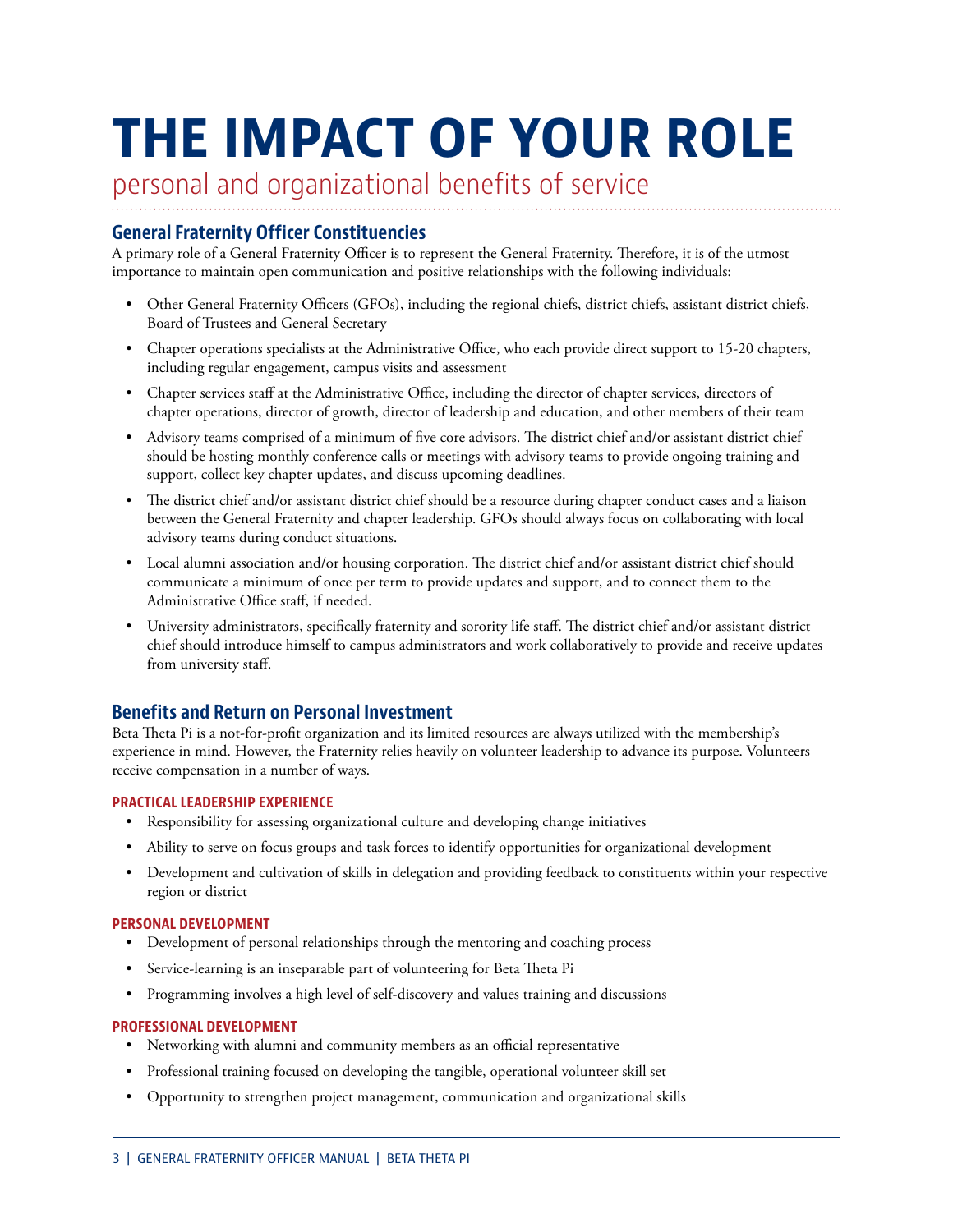# THE IMPACT OF YOUR ROLE

personal and organizational benefits of service

## General Fraternity Officer Constituencies

A primary role of a General Fraternity Officer is to represent the General Fraternity. Therefore, it is of the utmost importance to maintain open communication and positive relationships with the following individuals:

- Other General Fraternity Officers (GFOs), including the regional chiefs, district chiefs, assistant district chiefs, Board of Trustees and General Secretary
- Chapter operations specialists at the Administrative Office, who each provide direct support to 15-20 chapters, including regular engagement, campus visits and assessment
- Chapter services staff at the Administrative Office, including the director of chapter services, directors of chapter operations, director of growth, director of leadership and education, and other members of their team
- Advisory teams comprised of a minimum of five core advisors. The district chief and/or assistant district chief should be hosting monthly conference calls or meetings with advisory teams to provide ongoing training and support, collect key chapter updates, and discuss upcoming deadlines.
- The district chief and/or assistant district chief should be a resource during chapter conduct cases and a liaison between the General Fraternity and chapter leadership. GFOs should always focus on collaborating with local advisory teams during conduct situations.
- Local alumni association and/or housing corporation. The district chief and/or assistant district chief should communicate a minimum of once per term to provide updates and support, and to connect them to the Administrative Office staff, if needed.
- University administrators, specifically fraternity and sorority life staff. The district chief and/or assistant district chief should introduce himself to campus administrators and work collaboratively to provide and receive updates from university staff.

## Benefits and Return on Personal Investment

Beta Theta Pi is a not-for-profit organization and its limited resources are always utilized with the membership's experience in mind. However, the Fraternity relies heavily on volunteer leadership to advance its purpose. Volunteers receive compensation in a number of ways.

### PRACTICAL LEADERSHIP EXPERIENCE

- Responsibility for assessing organizational culture and developing change initiatives
- Ability to serve on focus groups and task forces to identify opportunities for organizational development
- Development and cultivation of skills in delegation and providing feedback to constituents within your respective region or district

### PERSONAL DEVELOPMENT

- Development of personal relationships through the mentoring and coaching process
- Service-learning is an inseparable part of volunteering for Beta Theta Pi
- Programming involves a high level of self-discovery and values training and discussions

### PROFESSIONAL DEVELOPMENT

- Networking with alumni and community members as an official representative
- Professional training focused on developing the tangible, operational volunteer skill set
- Opportunity to strengthen project management, communication and organizational skills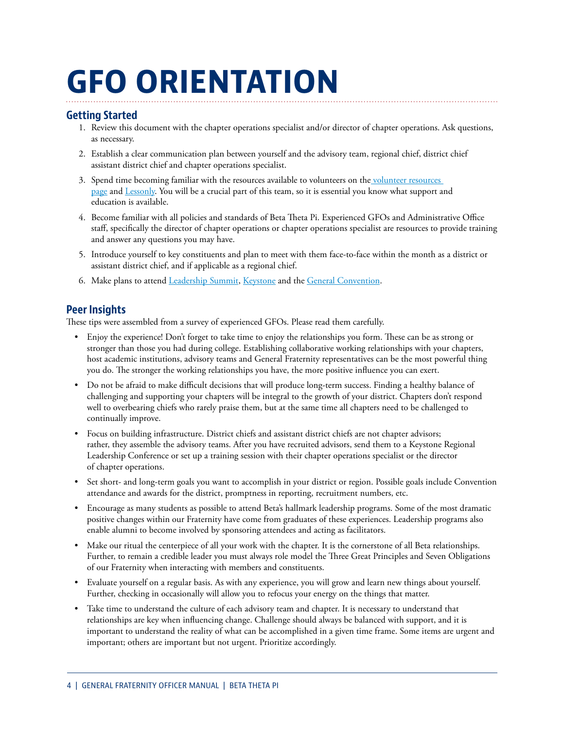# GFO ORIENTATION

## Getting Started

1. Review this document with the chapter operations specialist and/or director of chapter operations. Ask questions, as necessary.
2. Establish a clear communication plan between yourself and the advisory team, regional chief, district chief assistant district chief and chapter operations specialist.
3. Spend time becoming familiar with the resources available to volunteers on the volunteer resources page and Lessonly. You will be a crucial part of this team, so it is essential you know what support and education is available.
4. Become familiar with all policies and standards of Beta Theta Pi. Experienced GFOs and Administrative Office staff, specifically the director of chapter operations or chapter operations specialist are resources to provide training and answer any questions you may have.
5. Introduce yourself to key constituents and plan to meet with them face-to-face within the month as a district or assistant district chief, and if applicable as a regional chief.
6. Make plans to attend Leadership Summit, Keystone and the General Convention.

## Peer Insights

These tips were assembled from a survey of experienced GFOs. Please read them carefully.

- Enjoy the experience! Don't forget to take time to enjoy the relationships you form. These can be as strong or stronger than those you had during college. Establishing collaborative working relationships with your chapters, host academic institutions, advisory teams and General Fraternity representatives can be the most powerful thing you do. The stronger the working relationships you have, the more positive influence you can exert.
- Do not be afraid to make difficult decisions that will produce long-term success. Finding a healthy balance of challenging and supporting your chapters will be integral to the growth of your district. Chapters don't respond well to overbearing chiefs who rarely praise them, but at the same time all chapters need to be challenged to continually improve.
- Focus on building infrastructure. District chiefs and assistant district chiefs are not chapter advisors; rather, they assemble the advisory teams. After you have recruited advisors, send them to a Keystone Regional Leadership Conference or set up a training session with their chapter operations specialist or the director of chapter operations.
- Set short- and long-term goals you want to accomplish in your district or region. Possible goals include Convention attendance and awards for the district, promptness in reporting, recruitment numbers, etc.
- Encourage as many students as possible to attend Beta's hallmark leadership programs. Some of the most dramatic positive changes within our Fraternity have come from graduates of these experiences. Leadership programs also enable alumni to become involved by sponsoring attendees and acting as facilitators.
- Make our ritual the centerpiece of all your work with the chapter. It is the cornerstone of all Beta relationships. Further, to remain a credible leader you must always role model the Three Great Principles and Seven Obligations of our Fraternity when interacting with members and constituents.
- Evaluate yourself on a regular basis. As with any experience, you will grow and learn new things about yourself. Further, checking in occasionally will allow you to refocus your energy on the things that matter.
- Take time to understand the culture of each advisory team and chapter. It is necessary to understand that relationships are key when influencing change. Challenge should always be balanced with support, and it is important to understand the reality of what can be accomplished in a given time frame. Some items are urgent and important; others are important but not urgent. Prioritize accordingly.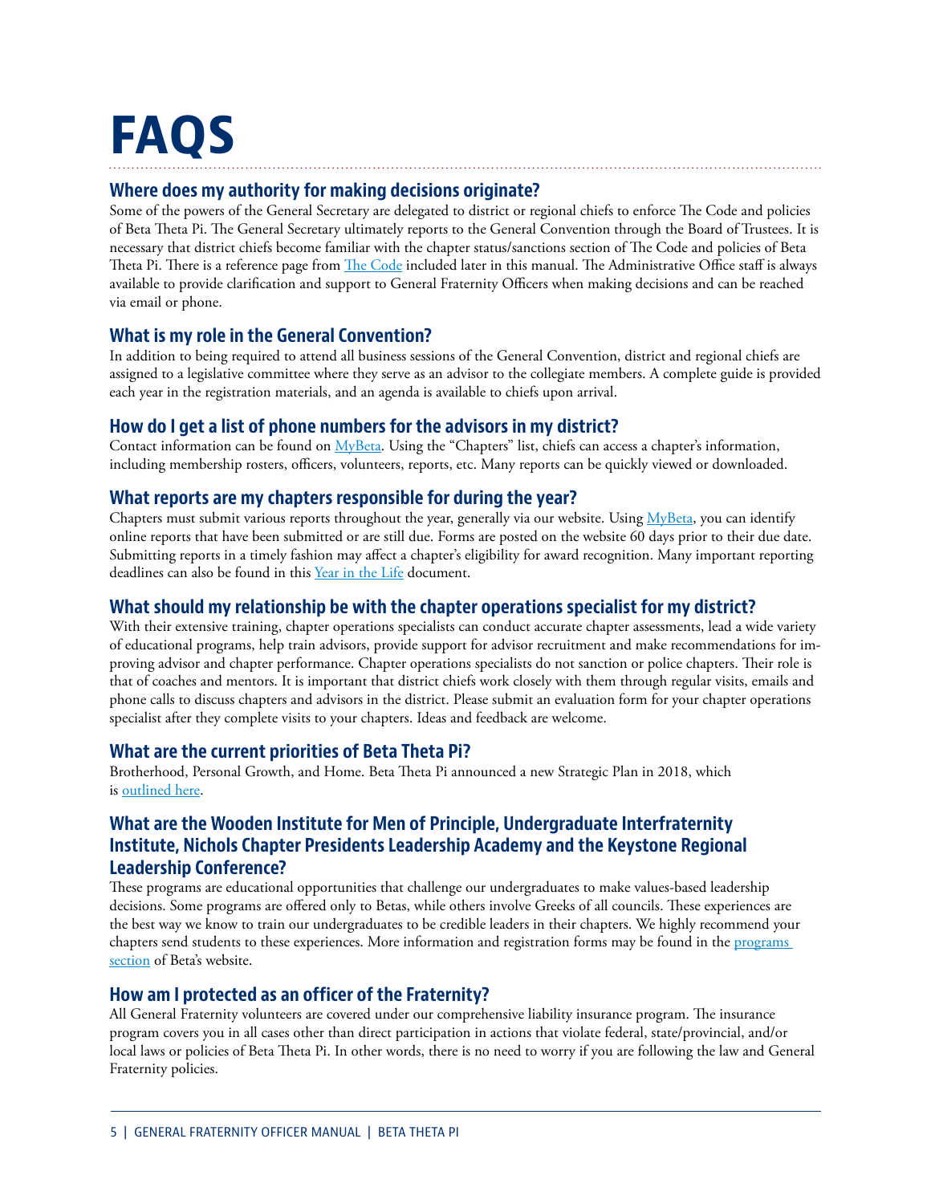# FAQS

## Where does my authority for making decisions originate?

Some of the powers of the General Secretary are delegated to district or regional chiefs to enforce The Code and policies of Beta Theta Pi. The General Secretary ultimately reports to the General Convention through the Board of Trustees. It is necessary that district chiefs become familiar with the chapter status/sanctions section of The Code and policies of Beta Theta Pi. There is a reference page from The Code included later in this manual. The Administrative Office staff is always available to provide clarification and support to General Fraternity Officers when making decisions and can be reached via email or phone.

## What is my role in the General Convention?

In addition to being required to attend all business sessions of the General Convention, district and regional chiefs are assigned to a legislative committee where they serve as an advisor to the collegiate members. A complete guide is provided each year in the registration materials, and an agenda is available to chiefs upon arrival.

## How do I get a list of phone numbers for the advisors in my district?

Contact information can be found on MyBeta. Using the "Chapters" list, chiefs can access a chapter's information, including membership rosters, officers, volunteers, reports, etc. Many reports can be quickly viewed or downloaded.

## What reports are my chapters responsible for during the year?

Chapters must submit various reports throughout the year, generally via our website. Using MyBeta, you can identify online reports that have been submitted or are still due. Forms are posted on the website 60 days prior to their due date. Submitting reports in a timely fashion may affect a chapter's eligibility for award recognition. Many important reporting deadlines can also be found in this Year in the Life document.

## What should my relationship be with the chapter operations specialist for my district?

With their extensive training, chapter operations specialists can conduct accurate chapter assessments, lead a wide variety of educational programs, help train advisors, provide support for advisor recruitment and make recommendations for improving advisor and chapter performance. Chapter operations specialists do not sanction or police chapters. Their role is that of coaches and mentors. It is important that district chiefs work closely with them through regular visits, emails and phone calls to discuss chapters and advisors in the district. Please submit an evaluation form for your chapter operations specialist after they complete visits to your chapters. Ideas and feedback are welcome.

## What are the current priorities of Beta Theta Pi?

Brotherhood, Personal Growth, and Home. Beta Theta Pi announced a new Strategic Plan in 2018, which is outlined here.

## What are the Wooden Institute for Men of Principle, Undergraduate Interfraternity Institute, Nichols Chapter Presidents Leadership Academy and the Keystone Regional Leadership Conference?

These programs are educational opportunities that challenge our undergraduates to make values-based leadership decisions. Some programs are offered only to Betas, while others involve Greeks of all councils. These experiences are the best way we know to train our undergraduates to be credible leaders in their chapters. We highly recommend your chapters send students to these experiences. More information and registration forms may be found in the programs section of Beta's website.

## How am I protected as an officer of the Fraternity?

All General Fraternity volunteers are covered under our comprehensive liability insurance program. The insurance program covers you in all cases other than direct participation in actions that violate federal, state/provincial, and/or local laws or policies of Beta Theta Pi. In other words, there is no need to worry if you are following the law and General Fraternity policies.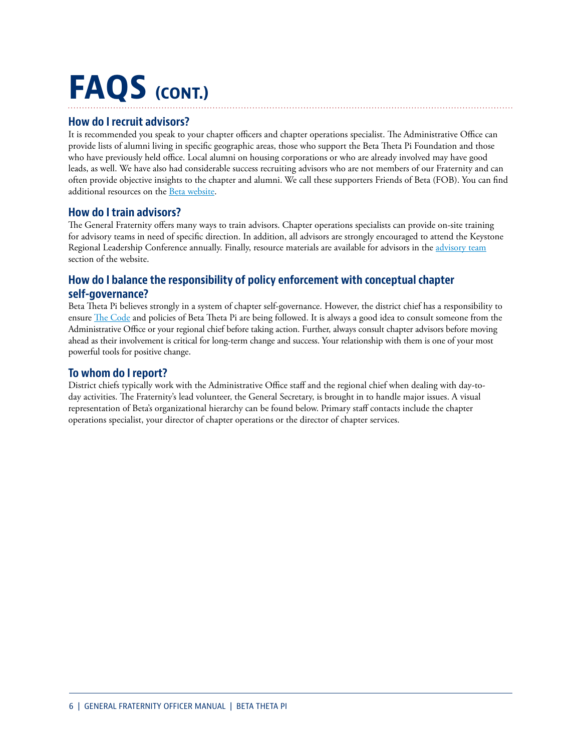# FAQS (CONT.)

## How do I recruit advisors?

It is recommended you speak to your chapter officers and chapter operations specialist. The Administrative Office can provide lists of alumni living in specific geographic areas, those who support the Beta Theta Pi Foundation and those who have previously held office. Local alumni on housing corporations or who are already involved may have good leads, as well. We have also had considerable success recruiting advisors who are not members of our Fraternity and can often provide objective insights to the chapter and alumni. We call these supporters Friends of Beta (FOB). You can find additional resources on the Beta website.

## How do I train advisors?

The General Fraternity offers many ways to train advisors. Chapter operations specialists can provide on-site training for advisory teams in need of specific direction. In addition, all advisors are strongly encouraged to attend the Keystone Regional Leadership Conference annually. Finally, resource materials are available for advisors in the advisory team section of the website.

## How do I balance the responsibility of policy enforcement with conceptual chapter self-governance?

Beta Theta Pi believes strongly in a system of chapter self-governance. However, the district chief has a responsibility to ensure The Code and policies of Beta Theta Pi are being followed. It is always a good idea to consult someone from the Administrative Office or your regional chief before taking action. Further, always consult chapter advisors before moving ahead as their involvement is critical for long-term change and success. Your relationship with them is one of your most powerful tools for positive change.

## To whom do I report?

District chiefs typically work with the Administrative Office staff and the regional chief when dealing with day-to-day activities. The Fraternity's lead volunteer, the General Secretary, is brought in to handle major issues. A visual representation of Beta's organizational hierarchy can be found below. Primary staff contacts include the chapter operations specialist, your director of chapter operations or the director of chapter services.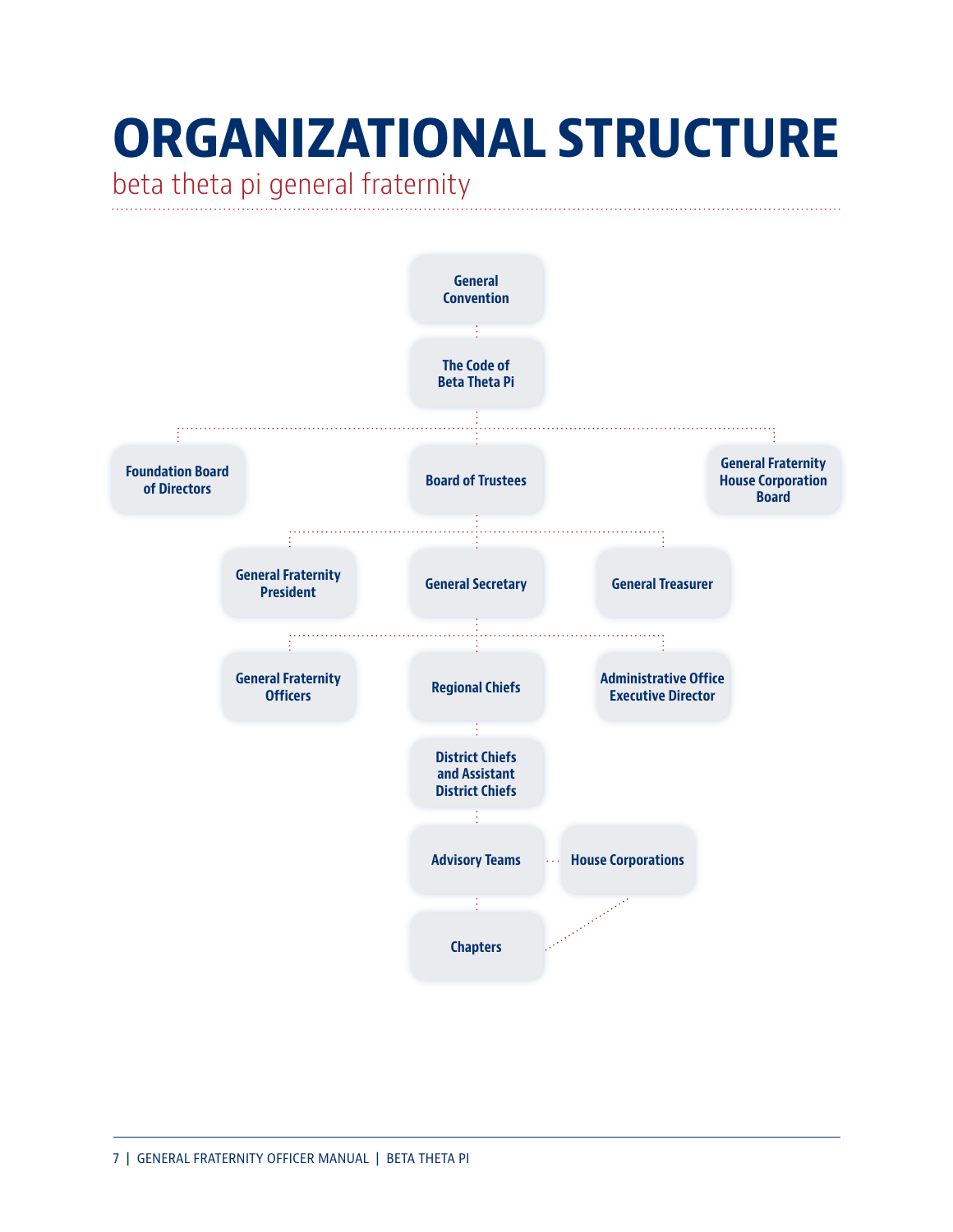# ORGANIZATIONAL STRUCTURE

beta theta pi general fraternity

- General Convention
  - The Code of Beta Theta Pi
    - Foundation Board of Directors
    - Board of Trustees
      - General Fraternity President
      - General Secretary
        - General Fraternity Officers
        - Regional Chiefs
          - District Chiefs and Assistant District Chiefs
            - Advisory Teams
              - Chapters
            - House Corporations (linked with Advisory Teams and Chapters)
        - Administrative Office Executive Director
      - General Treasurer
    - General Fraternity House Corporation Board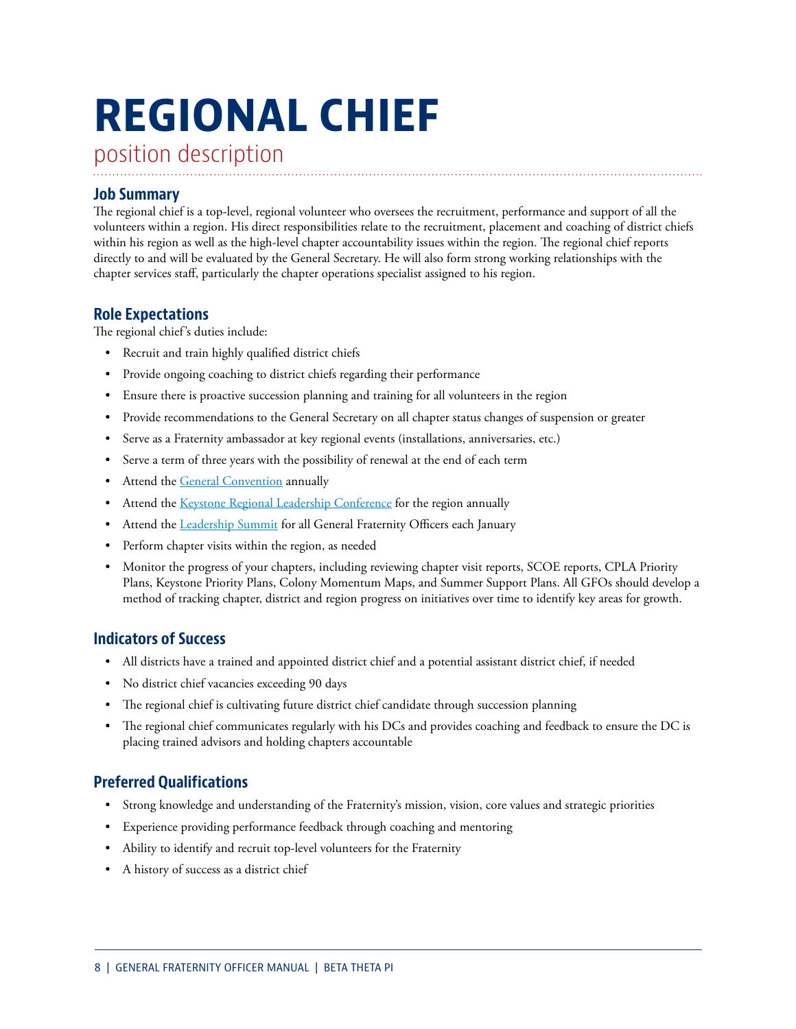# REGIONAL CHIEF

position description

## Job Summary

The regional chief is a top-level, regional volunteer who oversees the recruitment, performance and support of all the volunteers within a region. His direct responsibilities relate to the recruitment, placement and coaching of district chiefs within his region as well as the high-level chapter accountability issues within the region. The regional chief reports directly to and will be evaluated by the General Secretary. He will also form strong working relationships with the chapter services staff, particularly the chapter operations specialist assigned to his region.

## Role Expectations

The regional chief's duties include:

- Recruit and train highly qualified district chiefs
- Provide ongoing coaching to district chiefs regarding their performance
- Ensure there is proactive succession planning and training for all volunteers in the region
- Provide recommendations to the General Secretary on all chapter status changes of suspension or greater
- Serve as a Fraternity ambassador at key regional events (installations, anniversaries, etc.)
- Serve a term of three years with the possibility of renewal at the end of each term
- Attend the General Convention annually
- Attend the Keystone Regional Leadership Conference for the region annually
- Attend the Leadership Summit for all General Fraternity Officers each January
- Perform chapter visits within the region, as needed
- Monitor the progress of your chapters, including reviewing chapter visit reports, SCOE reports, CPLA Priority Plans, Keystone Priority Plans, Colony Momentum Maps, and Summer Support Plans. All GFOs should develop a method of tracking chapter, district and region progress on initiatives over time to identify key areas for growth.

## Indicators of Success

- All districts have a trained and appointed district chief and a potential assistant district chief, if needed
- No district chief vacancies exceeding 90 days
- The regional chief is cultivating future district chief candidate through succession planning
- The regional chief communicates regularly with his DCs and provides coaching and feedback to ensure the DC is placing trained advisors and holding chapters accountable

## Preferred Qualifications

- Strong knowledge and understanding of the Fraternity's mission, vision, core values and strategic priorities
- Experience providing performance feedback through coaching and mentoring
- Ability to identify and recruit top-level volunteers for the Fraternity
- A history of success as a district chief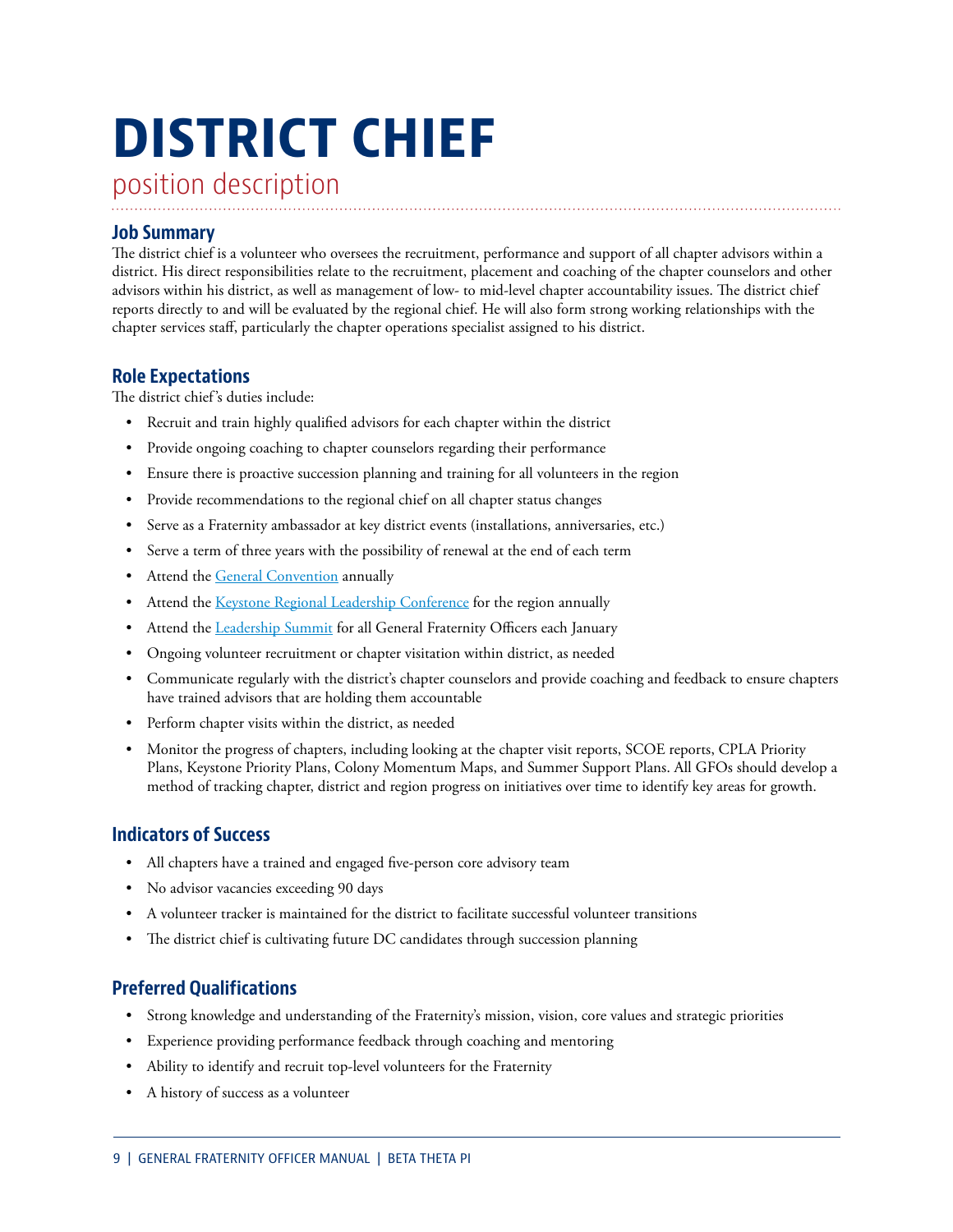# DISTRICT CHIEF

position description

## Job Summary

The district chief is a volunteer who oversees the recruitment, performance and support of all chapter advisors within a district. His direct responsibilities relate to the recruitment, placement and coaching of the chapter counselors and other advisors within his district, as well as management of low- to mid-level chapter accountability issues. The district chief reports directly to and will be evaluated by the regional chief. He will also form strong working relationships with the chapter services staff, particularly the chapter operations specialist assigned to his district.

## Role Expectations

The district chief's duties include:

- Recruit and train highly qualified advisors for each chapter within the district
- Provide ongoing coaching to chapter counselors regarding their performance
- Ensure there is proactive succession planning and training for all volunteers in the region
- Provide recommendations to the regional chief on all chapter status changes
- Serve as a Fraternity ambassador at key district events (installations, anniversaries, etc.)
- Serve a term of three years with the possibility of renewal at the end of each term
- Attend the General Convention annually
- Attend the Keystone Regional Leadership Conference for the region annually
- Attend the Leadership Summit for all General Fraternity Officers each January
- Ongoing volunteer recruitment or chapter visitation within district, as needed
- Communicate regularly with the district's chapter counselors and provide coaching and feedback to ensure chapters have trained advisors that are holding them accountable
- Perform chapter visits within the district, as needed
- Monitor the progress of chapters, including looking at the chapter visit reports, SCOE reports, CPLA Priority Plans, Keystone Priority Plans, Colony Momentum Maps, and Summer Support Plans. All GFOs should develop a method of tracking chapter, district and region progress on initiatives over time to identify key areas for growth.

## Indicators of Success

- All chapters have a trained and engaged five-person core advisory team
- No advisor vacancies exceeding 90 days
- A volunteer tracker is maintained for the district to facilitate successful volunteer transitions
- The district chief is cultivating future DC candidates through succession planning

## Preferred Qualifications

- Strong knowledge and understanding of the Fraternity's mission, vision, core values and strategic priorities
- Experience providing performance feedback through coaching and mentoring
- Ability to identify and recruit top-level volunteers for the Fraternity
- A history of success as a volunteer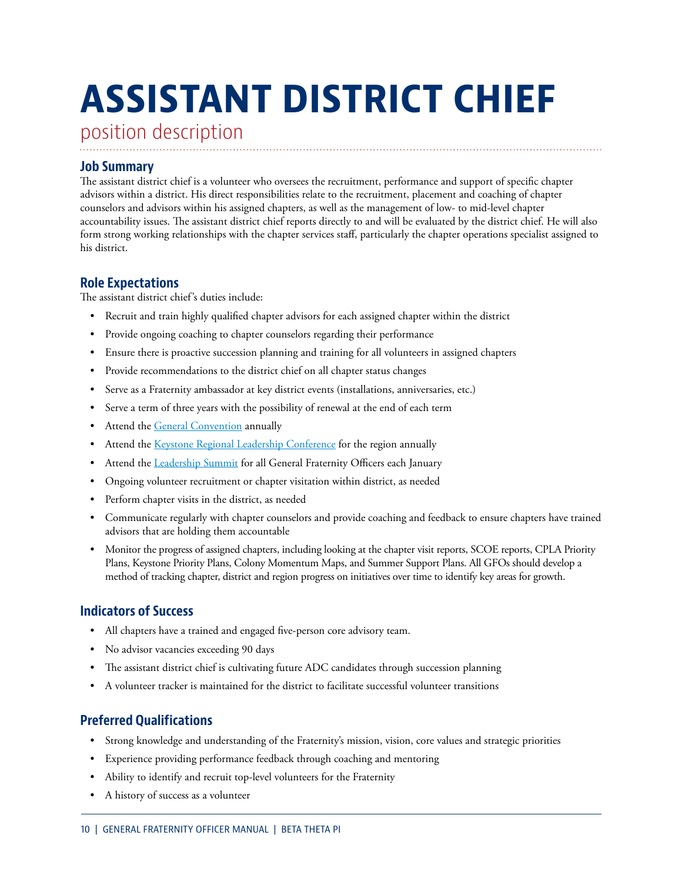# ASSISTANT DISTRICT CHIEF

position description

## Job Summary

The assistant district chief is a volunteer who oversees the recruitment, performance and support of specific chapter advisors within a district. His direct responsibilities relate to the recruitment, placement and coaching of chapter counselors and advisors within his assigned chapters, as well as the management of low- to mid-level chapter accountability issues. The assistant district chief reports directly to and will be evaluated by the district chief. He will also form strong working relationships with the chapter services staff, particularly the chapter operations specialist assigned to his district.

## Role Expectations

The assistant district chief's duties include:

- Recruit and train highly qualified chapter advisors for each assigned chapter within the district
- Provide ongoing coaching to chapter counselors regarding their performance
- Ensure there is proactive succession planning and training for all volunteers in assigned chapters
- Provide recommendations to the district chief on all chapter status changes
- Serve as a Fraternity ambassador at key district events (installations, anniversaries, etc.)
- Serve a term of three years with the possibility of renewal at the end of each term
- Attend the General Convention annually
- Attend the Keystone Regional Leadership Conference for the region annually
- Attend the Leadership Summit for all General Fraternity Officers each January
- Ongoing volunteer recruitment or chapter visitation within district, as needed
- Perform chapter visits in the district, as needed
- Communicate regularly with chapter counselors and provide coaching and feedback to ensure chapters have trained advisors that are holding them accountable
- Monitor the progress of assigned chapters, including looking at the chapter visit reports, SCOE reports, CPLA Priority Plans, Keystone Priority Plans, Colony Momentum Maps, and Summer Support Plans. All GFOs should develop a method of tracking chapter, district and region progress on initiatives over time to identify key areas for growth.

## Indicators of Success

- All chapters have a trained and engaged five-person core advisory team.
- No advisor vacancies exceeding 90 days
- The assistant district chief is cultivating future ADC candidates through succession planning
- A volunteer tracker is maintained for the district to facilitate successful volunteer transitions

## Preferred Qualifications

- Strong knowledge and understanding of the Fraternity's mission, vision, core values and strategic priorities
- Experience providing performance feedback through coaching and mentoring
- Ability to identify and recruit top-level volunteers for the Fraternity
- A history of success as a volunteer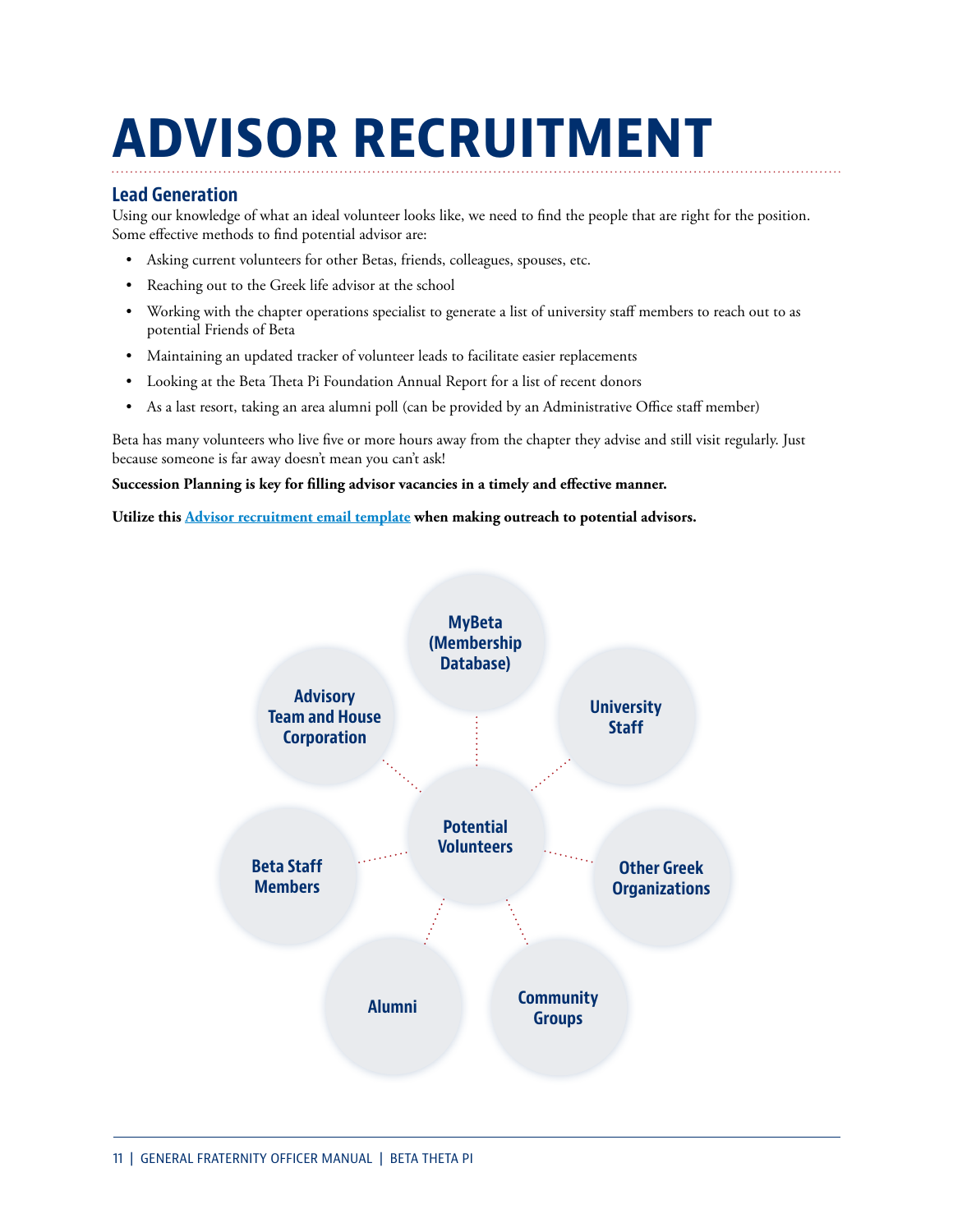# ADVISOR RECRUITMENT

## Lead Generation

Using our knowledge of what an ideal volunteer looks like, we need to find the people that are right for the position. Some effective methods to find potential advisor are:

- Asking current volunteers for other Betas, friends, colleagues, spouses, etc.
- Reaching out to the Greek life advisor at the school
- Working with the chapter operations specialist to generate a list of university staff members to reach out to as potential Friends of Beta
- Maintaining an updated tracker of volunteer leads to facilitate easier replacements
- Looking at the Beta Theta Pi Foundation Annual Report for a list of recent donors
- As a last resort, taking an area alumni poll (can be provided by an Administrative Office staff member)

Beta has many volunteers who live five or more hours away from the chapter they advise and still visit regularly. Just because someone is far away doesn't mean you can't ask!

**Succession Planning is key for filling advisor vacancies in a timely and effective manner.**

**Utilize this [Advisor recruitment email template] when making outreach to potential advisors.**

Potential Volunteers

- MyBeta (Membership Database)
- University Staff
- Other Greek Organizations
- Community Groups
- Alumni
- Beta Staff Members
- Advisory Team and House Corporation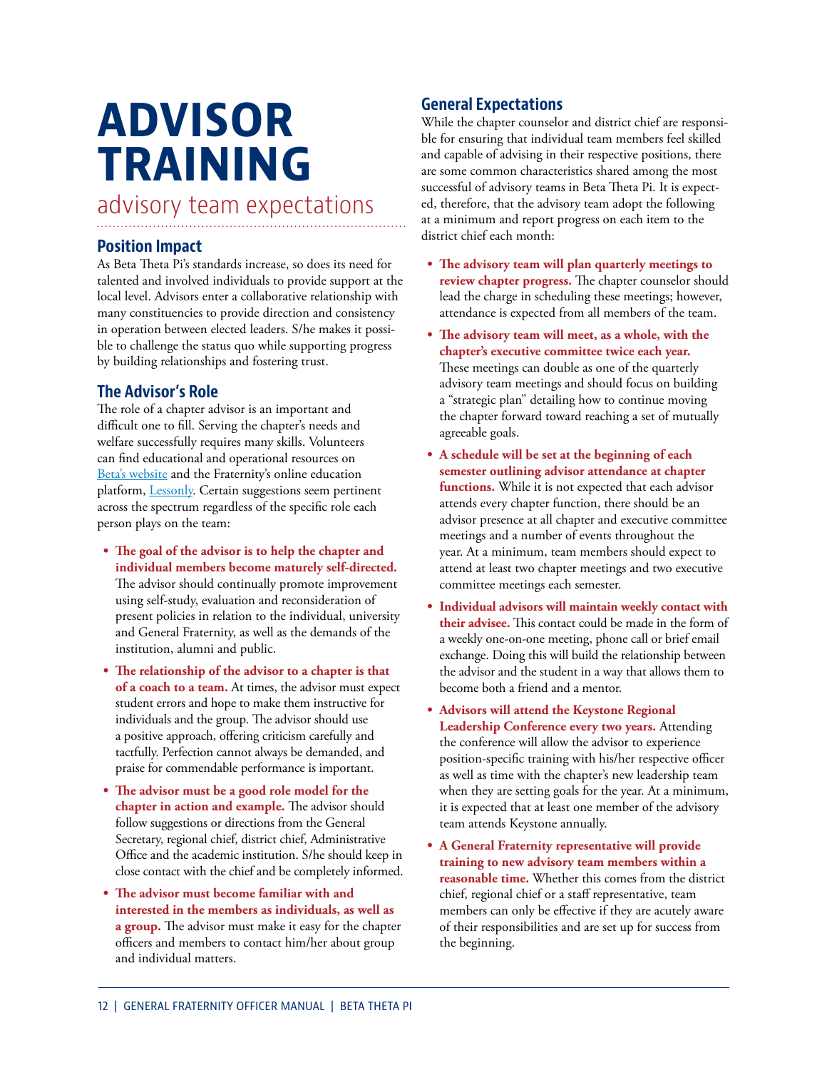# ADVISOR TRAINING

## advisory team expectations

### Position Impact

As Beta Theta Pi's standards increase, so does its need for talented and involved individuals to provide support at the local level. Advisors enter a collaborative relationship with many constituencies to provide direction and consistency in operation between elected leaders. S/he makes it possible to challenge the status quo while supporting progress by building relationships and fostering trust.

### The Advisor's Role

The role of a chapter advisor is an important and difficult one to fill. Serving the chapter's needs and welfare successfully requires many skills. Volunteers can find educational and operational resources on Beta's website and the Fraternity's online education platform, Lessonly. Certain suggestions seem pertinent across the spectrum regardless of the specific role each person plays on the team:

- **The goal of the advisor is to help the chapter and individual members become maturely self-directed.** The advisor should continually promote improvement using self-study, evaluation and reconsideration of present policies in relation to the individual, university and General Fraternity, as well as the demands of the institution, alumni and public.
- **The relationship of the advisor to a chapter is that of a coach to a team.** At times, the advisor must expect student errors and hope to make them instructive for individuals and the group. The advisor should use a positive approach, offering criticism carefully and tactfully. Perfection cannot always be demanded, and praise for commendable performance is important.
- **The advisor must be a good role model for the chapter in action and example.** The advisor should follow suggestions or directions from the General Secretary, regional chief, district chief, Administrative Office and the academic institution. S/he should keep in close contact with the chief and be completely informed.
- **The advisor must become familiar with and interested in the members as individuals, as well as a group.** The advisor must make it easy for the chapter officers and members to contact him/her about group and individual matters.

### General Expectations

While the chapter counselor and district chief are responsible for ensuring that individual team members feel skilled and capable of advising in their respective positions, there are some common characteristics shared among the most successful of advisory teams in Beta Theta Pi. It is expected, therefore, that the advisory team adopt the following at a minimum and report progress on each item to the district chief each month:

- **The advisory team will plan quarterly meetings to review chapter progress.** The chapter counselor should lead the charge in scheduling these meetings; however, attendance is expected from all members of the team.
- **The advisory team will meet, as a whole, with the chapter's executive committee twice each year.** These meetings can double as one of the quarterly advisory team meetings and should focus on building a "strategic plan" detailing how to continue moving the chapter forward toward reaching a set of mutually agreeable goals.
- **A schedule will be set at the beginning of each semester outlining advisor attendance at chapter functions.** While it is not expected that each advisor attends every chapter function, there should be an advisor presence at all chapter and executive committee meetings and a number of events throughout the year. At a minimum, team members should expect to attend at least two chapter meetings and two executive committee meetings each semester.
- **Individual advisors will maintain weekly contact with their advisee.** This contact could be made in the form of a weekly one-on-one meeting, phone call or brief email exchange. Doing this will build the relationship between the advisor and the student in a way that allows them to become both a friend and a mentor.
- **Advisors will attend the Keystone Regional Leadership Conference every two years.** Attending the conference will allow the advisor to experience position-specific training with his/her respective officer as well as time with the chapter's new leadership team when they are setting goals for the year. At a minimum, it is expected that at least one member of the advisory team attends Keystone annually.
- **A General Fraternity representative will provide training to new advisory team members within a reasonable time.** Whether this comes from the district chief, regional chief or a staff representative, team members can only be effective if they are acutely aware of their responsibilities and are set up for success from the beginning.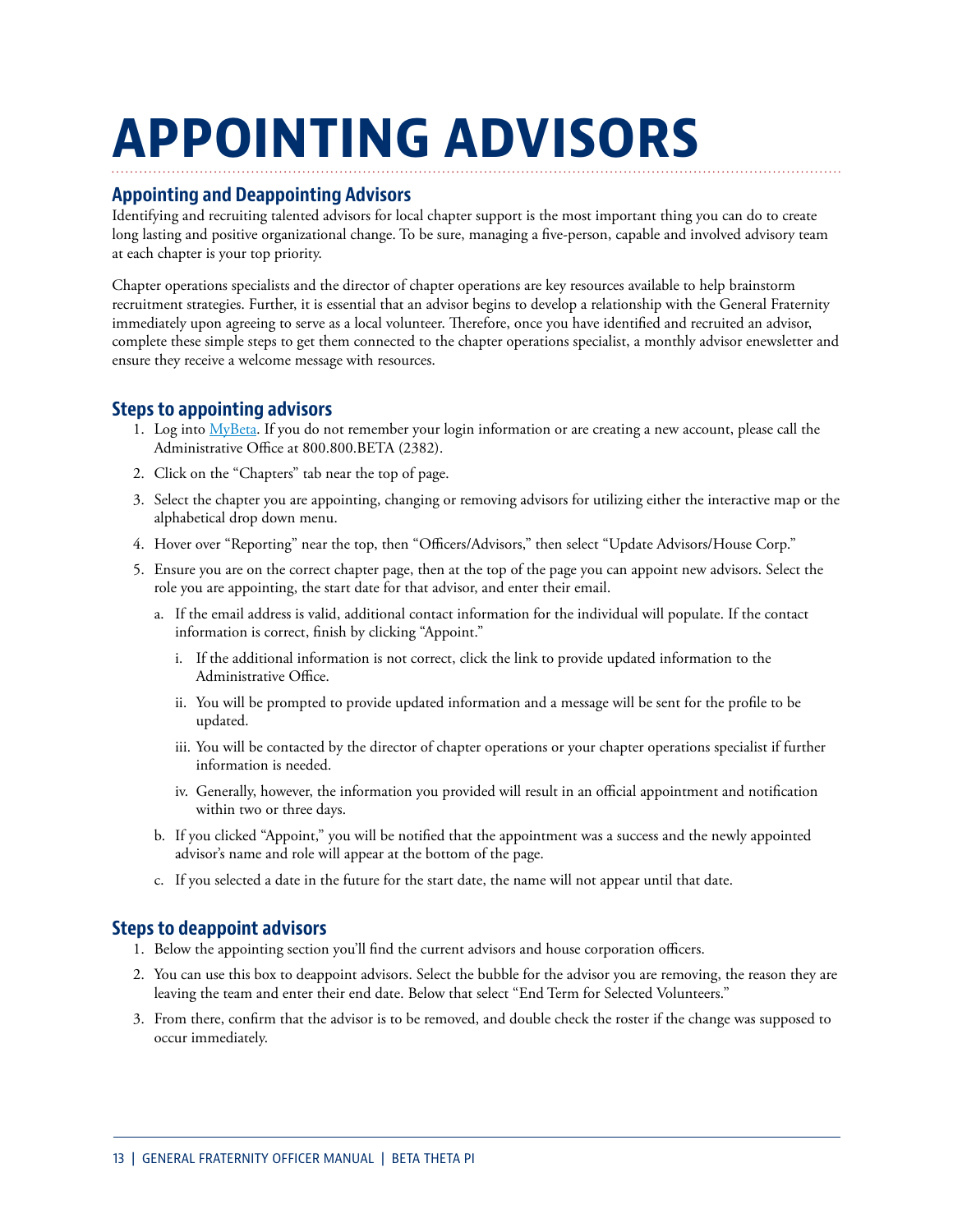# APPOINTING ADVISORS

## Appointing and Deappointing Advisors

Identifying and recruiting talented advisors for local chapter support is the most important thing you can do to create long lasting and positive organizational change. To be sure, managing a five-person, capable and involved advisory team at each chapter is your top priority.

Chapter operations specialists and the director of chapter operations are key resources available to help brainstorm recruitment strategies. Further, it is essential that an advisor begins to develop a relationship with the General Fraternity immediately upon agreeing to serve as a local volunteer. Therefore, once you have identified and recruited an advisor, complete these simple steps to get them connected to the chapter operations specialist, a monthly advisor enewsletter and ensure they receive a welcome message with resources.

## Steps to appointing advisors

1. Log into MyBeta. If you do not remember your login information or are creating a new account, please call the Administrative Office at 800.800.BETA (2382).
2. Click on the "Chapters" tab near the top of page.
3. Select the chapter you are appointing, changing or removing advisors for utilizing either the interactive map or the alphabetical drop down menu.
4. Hover over "Reporting" near the top, then "Officers/Advisors," then select "Update Advisors/House Corp."
5. Ensure you are on the correct chapter page, then at the top of the page you can appoint new advisors. Select the role you are appointing, the start date for that advisor, and enter their email.
   a. If the email address is valid, additional contact information for the individual will populate. If the contact information is correct, finish by clicking "Appoint."
      i. If the additional information is not correct, click the link to provide updated information to the Administrative Office.
      ii. You will be prompted to provide updated information and a message will be sent for the profile to be updated.
      iii. You will be contacted by the director of chapter operations or your chapter operations specialist if further information is needed.
      iv. Generally, however, the information you provided will result in an official appointment and notification within two or three days.
   b. If you clicked "Appoint," you will be notified that the appointment was a success and the newly appointed advisor's name and role will appear at the bottom of the page.
   c. If you selected a date in the future for the start date, the name will not appear until that date.

## Steps to deappoint advisors

1. Below the appointing section you'll find the current advisors and house corporation officers.
2. You can use this box to deappoint advisors. Select the bubble for the advisor you are removing, the reason they are leaving the team and enter their end date. Below that select "End Term for Selected Volunteers."
3. From there, confirm that the advisor is to be removed, and double check the roster if the change was supposed to occur immediately.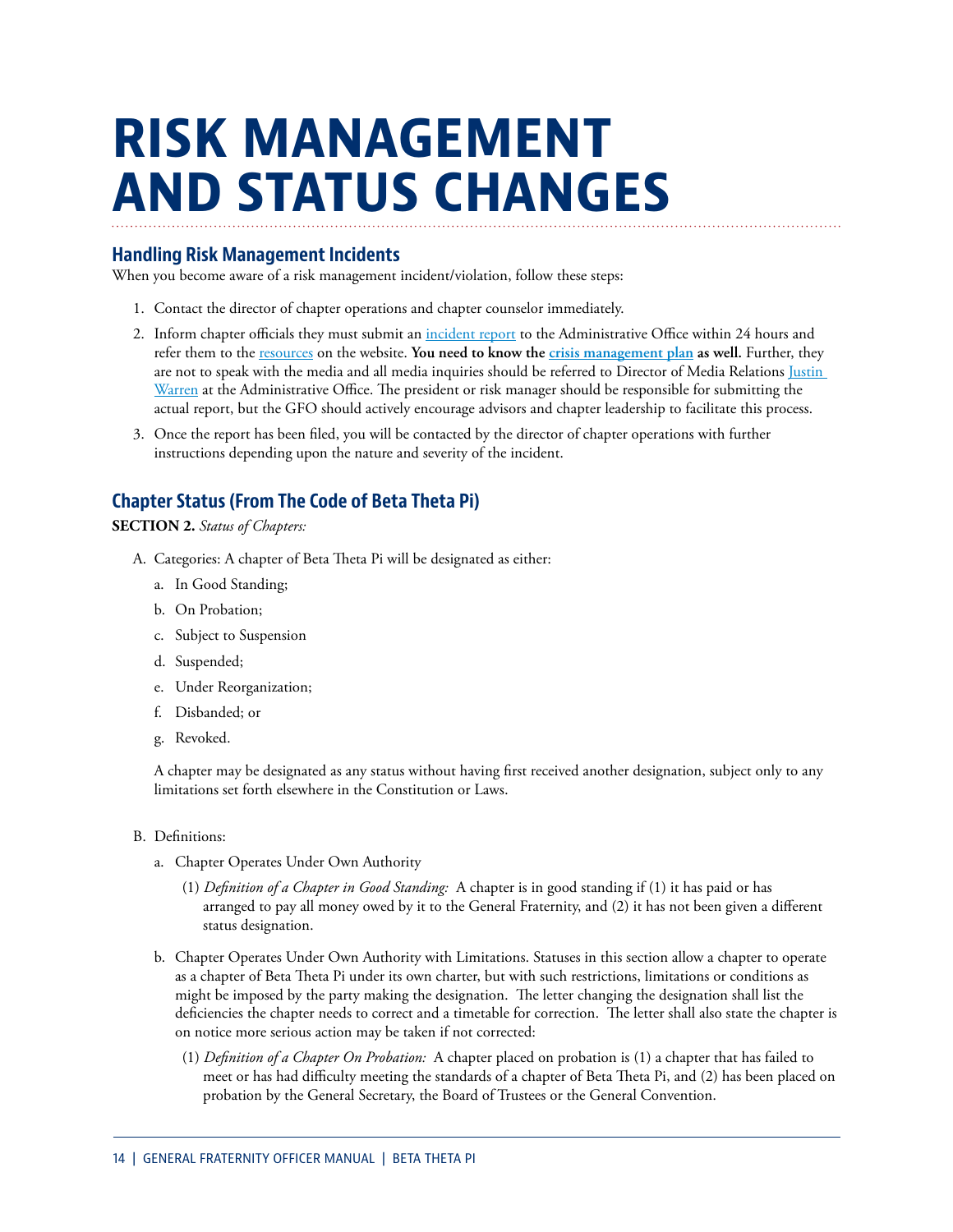# RISK MANAGEMENT AND STATUS CHANGES

## Handling Risk Management Incidents

When you become aware of a risk management incident/violation, follow these steps:

1. Contact the director of chapter operations and chapter counselor immediately.
2. Inform chapter officials they must submit an incident report to the Administrative Office within 24 hours and refer them to the resources on the website. **You need to know the crisis management plan as well.** Further, they are not to speak with the media and all media inquiries should be referred to Director of Media Relations Justin Warren at the Administrative Office. The president or risk manager should be responsible for submitting the actual report, but the GFO should actively encourage advisors and chapter leadership to facilitate this process.
3. Once the report has been filed, you will be contacted by the director of chapter operations with further instructions depending upon the nature and severity of the incident.

## Chapter Status (From The Code of Beta Theta Pi)

**SECTION 2.** *Status of Chapters:*

A. Categories: A chapter of Beta Theta Pi will be designated as either:

   a. In Good Standing;

   b. On Probation;

   c. Subject to Suspension

   d. Suspended;

   e. Under Reorganization;

   f. Disbanded; or

   g. Revoked.

   A chapter may be designated as any status without having first received another designation, subject only to any limitations set forth elsewhere in the Constitution or Laws.

B. Definitions:

   a. Chapter Operates Under Own Authority

      (1) *Definition of a Chapter in Good Standing:* A chapter is in good standing if (1) it has paid or has arranged to pay all money owed by it to the General Fraternity, and (2) it has not been given a different status designation.

   b. Chapter Operates Under Own Authority with Limitations. Statuses in this section allow a chapter to operate as a chapter of Beta Theta Pi under its own charter, but with such restrictions, limitations or conditions as might be imposed by the party making the designation. The letter changing the designation shall list the deficiencies the chapter needs to correct and a timetable for correction. The letter shall also state the chapter is on notice more serious action may be taken if not corrected:

      (1) *Definition of a Chapter On Probation:* A chapter placed on probation is (1) a chapter that has failed to meet or has had difficulty meeting the standards of a chapter of Beta Theta Pi, and (2) has been placed on probation by the General Secretary, the Board of Trustees or the General Convention.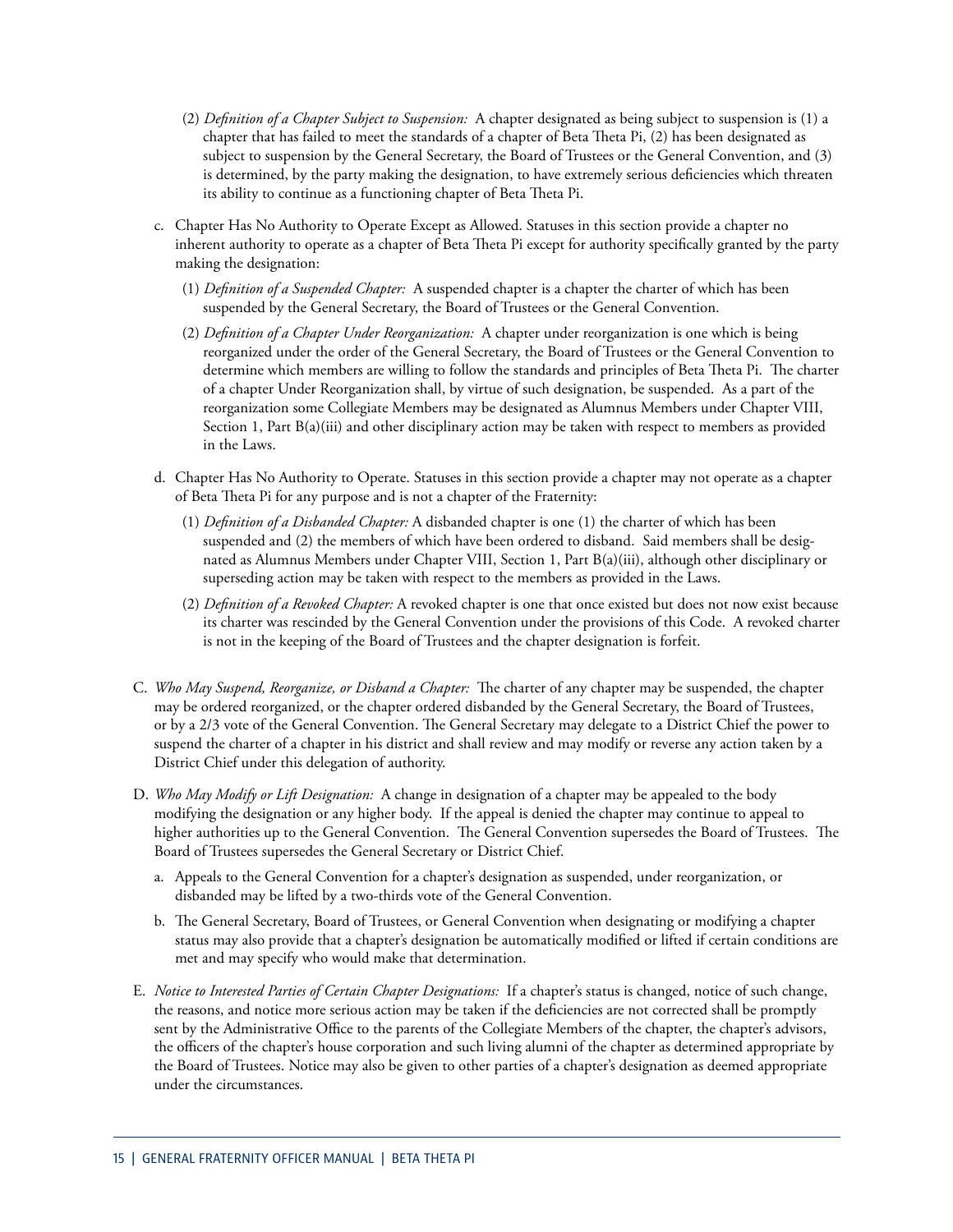(2) *Definition of a Chapter Subject to Suspension:* A chapter designated as being subject to suspension is (1) a chapter that has failed to meet the standards of a chapter of Beta Theta Pi, (2) has been designated as subject to suspension by the General Secretary, the Board of Trustees or the General Convention, and (3) is determined, by the party making the designation, to have extremely serious deficiencies which threaten its ability to continue as a functioning chapter of Beta Theta Pi.

c. Chapter Has No Authority to Operate Except as Allowed. Statuses in this section provide a chapter no inherent authority to operate as a chapter of Beta Theta Pi except for authority specifically granted by the party making the designation:

(1) *Definition of a Suspended Chapter:* A suspended chapter is a chapter the charter of which has been suspended by the General Secretary, the Board of Trustees or the General Convention.

(2) *Definition of a Chapter Under Reorganization:* A chapter under reorganization is one which is being reorganized under the order of the General Secretary, the Board of Trustees or the General Convention to determine which members are willing to follow the standards and principles of Beta Theta Pi. The charter of a chapter Under Reorganization shall, by virtue of such designation, be suspended. As a part of the reorganization some Collegiate Members may be designated as Alumnus Members under Chapter VIII, Section 1, Part B(a)(iii) and other disciplinary action may be taken with respect to members as provided in the Laws.

d. Chapter Has No Authority to Operate. Statuses in this section provide a chapter may not operate as a chapter of Beta Theta Pi for any purpose and is not a chapter of the Fraternity:

(1) *Definition of a Disbanded Chapter:* A disbanded chapter is one (1) the charter of which has been suspended and (2) the members of which have been ordered to disband. Said members shall be designated as Alumnus Members under Chapter VIII, Section 1, Part B(a)(iii), although other disciplinary or superseding action may be taken with respect to the members as provided in the Laws.

(2) *Definition of a Revoked Chapter:* A revoked chapter is one that once existed but does not now exist because its charter was rescinded by the General Convention under the provisions of this Code. A revoked charter is not in the keeping of the Board of Trustees and the chapter designation is forfeit.

C. *Who May Suspend, Reorganize, or Disband a Chapter:* The charter of any chapter may be suspended, the chapter may be ordered reorganized, or the chapter ordered disbanded by the General Secretary, the Board of Trustees, or by a 2/3 vote of the General Convention. The General Secretary may delegate to a District Chief the power to suspend the charter of a chapter in his district and shall review and may modify or reverse any action taken by a District Chief under this delegation of authority.

D. *Who May Modify or Lift Designation:* A change in designation of a chapter may be appealed to the body modifying the designation or any higher body. If the appeal is denied the chapter may continue to appeal to higher authorities up to the General Convention. The General Convention supersedes the Board of Trustees. The Board of Trustees supersedes the General Secretary or District Chief.

a. Appeals to the General Convention for a chapter's designation as suspended, under reorganization, or disbanded may be lifted by a two-thirds vote of the General Convention.

b. The General Secretary, Board of Trustees, or General Convention when designating or modifying a chapter status may also provide that a chapter's designation be automatically modified or lifted if certain conditions are met and may specify who would make that determination.

E. *Notice to Interested Parties of Certain Chapter Designations:* If a chapter's status is changed, notice of such change, the reasons, and notice more serious action may be taken if the deficiencies are not corrected shall be promptly sent by the Administrative Office to the parents of the Collegiate Members of the chapter, the chapter's advisors, the officers of the chapter's house corporation and such living alumni of the chapter as determined appropriate by the Board of Trustees. Notice may also be given to other parties of a chapter's designation as deemed appropriate under the circumstances.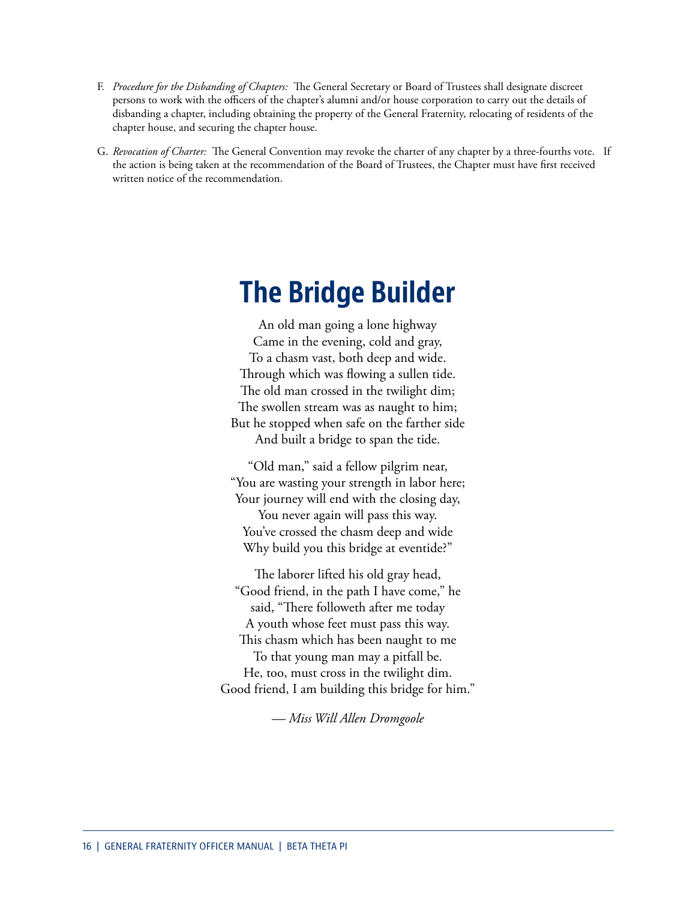F. *Procedure for the Disbanding of Chapters:* The General Secretary or Board of Trustees shall designate discreet persons to work with the officers of the chapter's alumni and/or house corporation to carry out the details of disbanding a chapter, including obtaining the property of the General Fraternity, relocating of residents of the chapter house, and securing the chapter house.

G. *Revocation of Charter:* The General Convention may revoke the charter of any chapter by a three-fourths vote. If the action is being taken at the recommendation of the Board of Trustees, the Chapter must have first received written notice of the recommendation.

# The Bridge Builder

An old man going a lone highway  
Came in the evening, cold and gray,  
To a chasm vast, both deep and wide.  
Through which was flowing a sullen tide.  
The old man crossed in the twilight dim;  
The swollen stream was as naught to him;  
But he stopped when safe on the farther side  
And built a bridge to span the tide.

"Old man," said a fellow pilgrim near,  
"You are wasting your strength in labor here;  
Your journey will end with the closing day,  
You never again will pass this way.  
You've crossed the chasm deep and wide  
Why build you this bridge at eventide?"

The laborer lifted his old gray head,  
"Good friend, in the path I have come," he  
said, "There followeth after me today  
A youth whose feet must pass this way.  
This chasm which has been naught to me  
To that young man may a pitfall be.  
He, too, must cross in the twilight dim.  
Good friend, I am building this bridge for him."

— *Miss Will Allen Dromgoole*